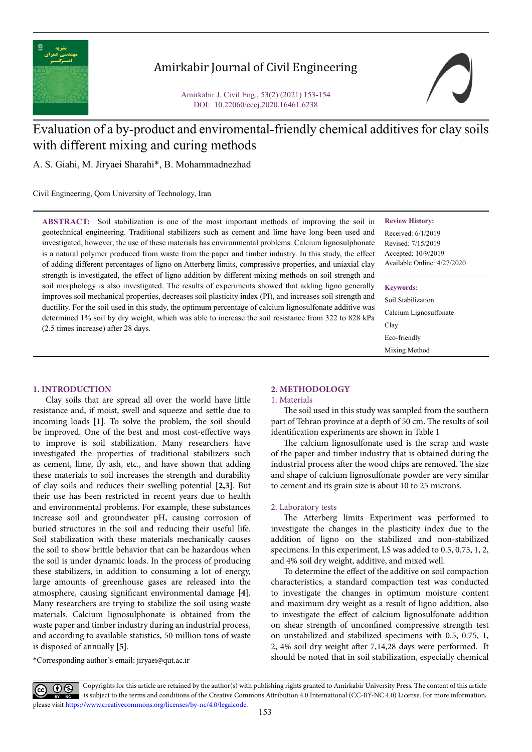# Evaluation of a by-product and enviromental-friendly chemical additives for clay soils with different mixing and curing methods

A. S. Giahi, M. Jiryaei Sharahi*, B. Mohammadnezhad

Civil Engineering, Qom University of Technology, Iran

**ABSTRACT:** Soil stabilization is one of the most important methods of improving the soil in geotechnical engineering. Traditional stabilizers such as cement and lime have long been used and investigated, however, the use of these materials has environmental problems. Calcium lignosulphonate is a natural polymer produced from waste from the paper and timber industry. In this study, the effect of adding different percentages of ligno on Atterberg limits, compressive properties, and uniaxial clay strength is investigated, the effect of ligno addition by different mixing methods on soil strength and soil morphology is also investigated. The results of experiments showed that adding ligno generally improves soil mechanical properties, decreases soil plasticity index (PI), and increases soil strength and ductility. For the soil used in this study, the optimum percentage of calcium lignosulfonate additive was determined 1% soil by dry weight, which was able to increase the soil resistance from 322 to 828 kPa (2.5 times increase) after 28 days.

**Review History:**

Received: 6/1/2019
Revised: 7/15/2019
Accepted: 10/9/2019
Available Online: 4/27/2020

**Keywords:**

Soil Stabilization
Calcium Lignosulfonate
Clay
Eco-friendly
Mixing Method

## 1. INTRODUCTION

Clay soils that are spread all over the world have little resistance and, if moist, swell and squeeze and settle due to incoming loads [1]. To solve the problem, the soil should be improved. One of the best and most cost-effective ways to improve is soil stabilization. Many researchers have investigated the properties of traditional stabilizers such as cement, lime, fly ash, etc., and have shown that adding these materials to soil increases the strength and durability of clay soils and reduces their swelling potential [2,3]. But their use has been restricted in recent years due to health and environmental problems. For example, these substances increase soil and groundwater pH, causing corrosion of buried structures in the soil and reducing their useful life. Soil stabilization with these materials mechanically causes the soil to show brittle behavior that can be hazardous when the soil is under dynamic loads. In the process of producing these stabilizers, in addition to consuming a lot of energy, large amounts of greenhouse gases are released into the atmosphere, causing significant environmental damage [4]. Many researchers are trying to stabilize the soil using waste materials. Calcium lignosulphonate is obtained from the waste paper and timber industry during an industrial process, and according to available statistics, 50 million tons of waste is disposed of annually [5].

*Corresponding author's email: jiryaei@qut.ac.ir

## 2. METHODOLOGY

### 1. Materials

The soil used in this study was sampled from the southern part of Tehran province at a depth of 50 cm. The results of soil identification experiments are shown in Table 1

The calcium lignosulfonate used is the scrap and waste of the paper and timber industry that is obtained during the industrial process after the wood chips are removed. The size and shape of calcium lignosulfonate powder are very similar to cement and its grain size is about 10 to 25 microns.

### 2. Laboratory tests

The Atterberg limits Experiment was performed to investigate the changes in the plasticity index due to the addition of ligno on the stabilized and non-stabilized specimens. In this experiment, LS was added to 0.5, 0.75, 1, 2, and 4% soil dry weight, additive, and mixed well.

To determine the effect of the additive on soil compaction characteristics, a standard compaction test was conducted to investigate the changes in optimum moisture content and maximum dry weight as a result of ligno addition, also to investigate the effect of calcium lignosulfonate addition on shear strength of unconfined compressive strength test on unstabilized and stabilized specimens with 0.5, 0.75, 1, 2, 4% soil dry weight after 7,14,28 days were performed. It should be noted that in soil stabilization, especially chemical

Copyrights for this article are retained by the author(s) with publishing rights granted to Amirkabir University Press. The content of this article is subject to the terms and conditions of the Creative Commons Attribution 4.0 International (CC-BY-NC 4.0) License. For more information, please visit https://www.creativecommons.org/licenses/by-nc/4.0/legalcode.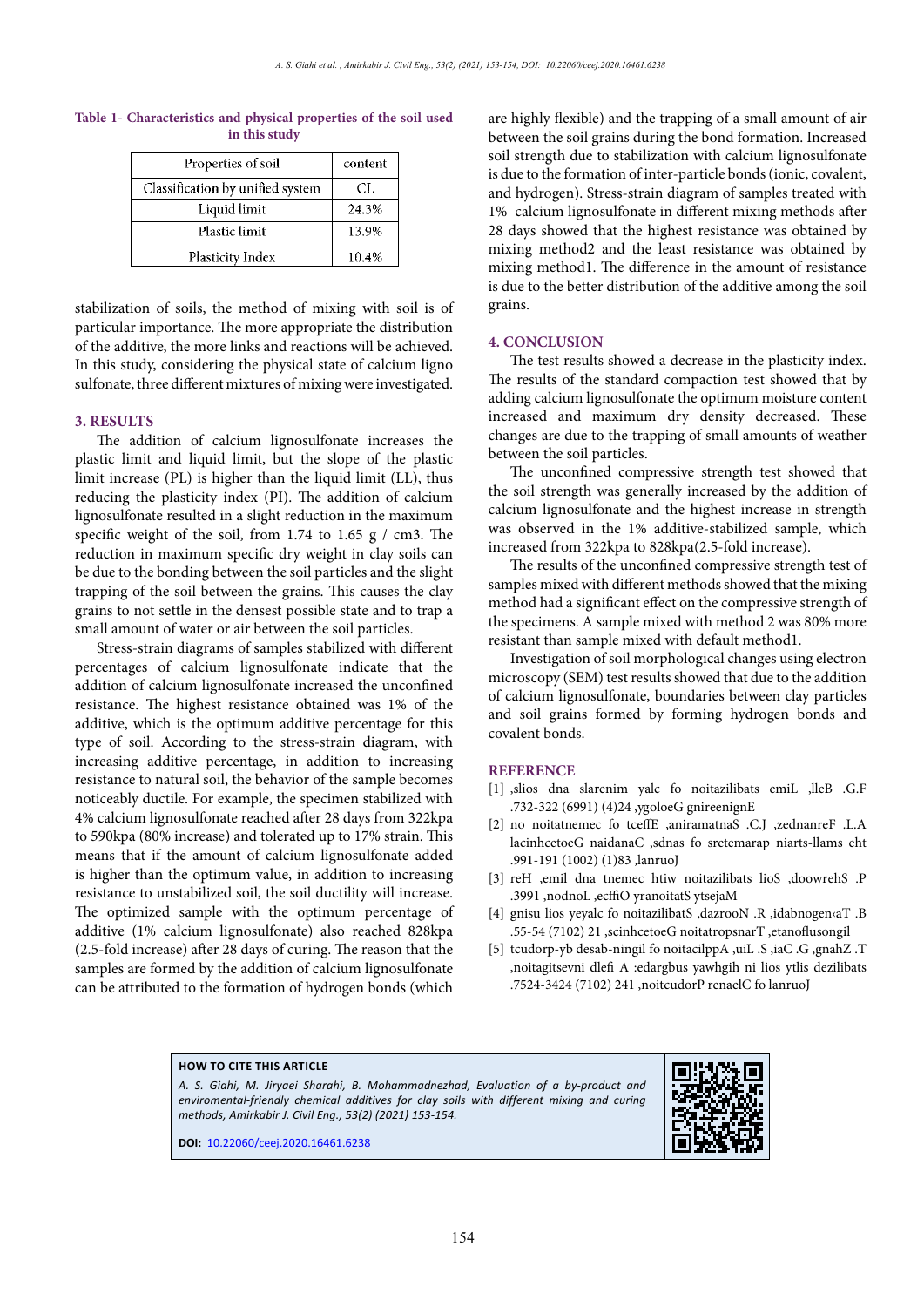Table 1- Characteristics and physical properties of the soil used in this study

| Properties of soil | content |
|---|---|
| Classification by unified system | CL |
| Liquid limit | 24.3% |
| Plastic limit | 13.9% |
| Plasticity Index | 10.4% |

stabilization of soils, the method of mixing with soil is of particular importance. The more appropriate the distribution of the additive, the more links and reactions will be achieved. In this study, considering the physical state of calcium ligno sulfonate, three different mixtures of mixing were investigated.

## 3. RESULTS

The addition of calcium lignosulfonate increases the plastic limit and liquid limit, but the slope of the plastic limit increase (PL) is higher than the liquid limit (LL), thus reducing the plasticity index (PI). The addition of calcium lignosulfonate resulted in a slight reduction in the maximum specific weight of the soil, from 1.74 to 1.65 g / cm3. The reduction in maximum specific dry weight in clay soils can be due to the bonding between the soil particles and the slight trapping of the soil between the grains. This causes the clay grains to not settle in the densest possible state and to trap a small amount of water or air between the soil particles.

Stress-strain diagrams of samples stabilized with different percentages of calcium lignosulfonate indicate that the addition of calcium lignosulfonate increased the unconfined resistance. The highest resistance obtained was 1% of the additive, which is the optimum additive percentage for this type of soil. According to the stress-strain diagram, with increasing additive percentage, in addition to increasing resistance to natural soil, the behavior of the sample becomes noticeably ductile. For example, the specimen stabilized with 4% calcium lignosulfonate reached after 28 days from 322kpa to 590kpa (80% increase) and tolerated up to 17% strain. This means that if the amount of calcium lignosulfonate added is higher than the optimum value, in addition to increasing resistance to unstabilized soil, the soil ductility will increase. The optimized sample with the optimum percentage of additive (1% calcium lignosulfonate) also reached 828kpa (2.5-fold increase) after 28 days of curing. The reason that the samples are formed by the addition of calcium lignosulfonate can be attributed to the formation of hydrogen bonds (which are highly flexible) and the trapping of a small amount of air between the soil grains during the bond formation. Increased soil strength due to stabilization with calcium lignosulfonate is due to the formation of inter-particle bonds (ionic, covalent, and hydrogen). Stress-strain diagram of samples treated with 1% calcium lignosulfonate in different mixing methods after 28 days showed that the highest resistance was obtained by mixing method2 and the least resistance was obtained by mixing method1. The difference in the amount of resistance is due to the better distribution of the additive among the soil grains.

## 4. CONCLUSION

The test results showed a decrease in the plasticity index. The results of the standard compaction test showed that by adding calcium lignosulfonate the optimum moisture content increased and maximum dry density decreased. These changes are due to the trapping of small amounts of weather between the soil particles.

The unconfined compressive strength test showed that the soil strength was generally increased by the addition of calcium lignosulfonate and the highest increase in strength was observed in the 1% additive-stabilized sample, which increased from 322kpa to 828kpa(2.5-fold increase).

The results of the unconfined compressive strength test of samples mixed with different methods showed that the mixing method had a significant effect on the compressive strength of the specimens. A sample mixed with method 2 was 80% more resistant than sample mixed with default method1.

Investigation of soil morphological changes using electron microscopy (SEM) test results showed that due to the addition of calcium lignosulfonate, boundaries between clay particles and soil grains formed by forming hydrogen bonds and covalent bonds.

## REFERENCE

[1] ,slios dna slarenim yalc fo noitazilibats emiL ,lleB .G.F .732-322 (6991) (4)24 ,ygoloeG gnireenignE

[2] no noitatnemec fo tceffE ,aniramatnaS .C.J ,zednanreF .L.A lacinhcetoeG naidanaC ,sdnas fo sretemarap niarts-llams eht .991-191 (1002) (1)83 ,lanruoJ

[3] reH ,emil dna tnemec htiw noitazilibats lioS ,doowrehS .P .3991 ,nodnoL ,ecffiO yranoitatS ytsejaM

[4] gnisu lios yeyalc fo noitazilibatS ,dazrooN .R ,idabnogen‹aT .B .55-54 (7102) 21 ,scinhcetoeG noitatropsnarT ,etanoflusongil

[5] tcudorp-yb desab-ningil fo noitacilppA ,uiL .S ,iaC .G ,gnahZ .T ,noitagitsevni dleifi A :edargbus yawhgih ni lios ytlis dezilibats .7524-3424 (7102) 241 ,noitcudorP renaelC fo lanruoJ

**HOW TO CITE THIS ARTICLE**

*A. S. Giahi, M. Jiryaei Sharahi, B. Mohammadnezhad, Evaluation of a by-product and enviromental-friendly chemical additives for clay soils with different mixing and curing methods, Amirkabir J. Civil Eng., 53(2) (2021) 153-154.*

**DOI:** 10.22060/ceej.2020.16461.6238